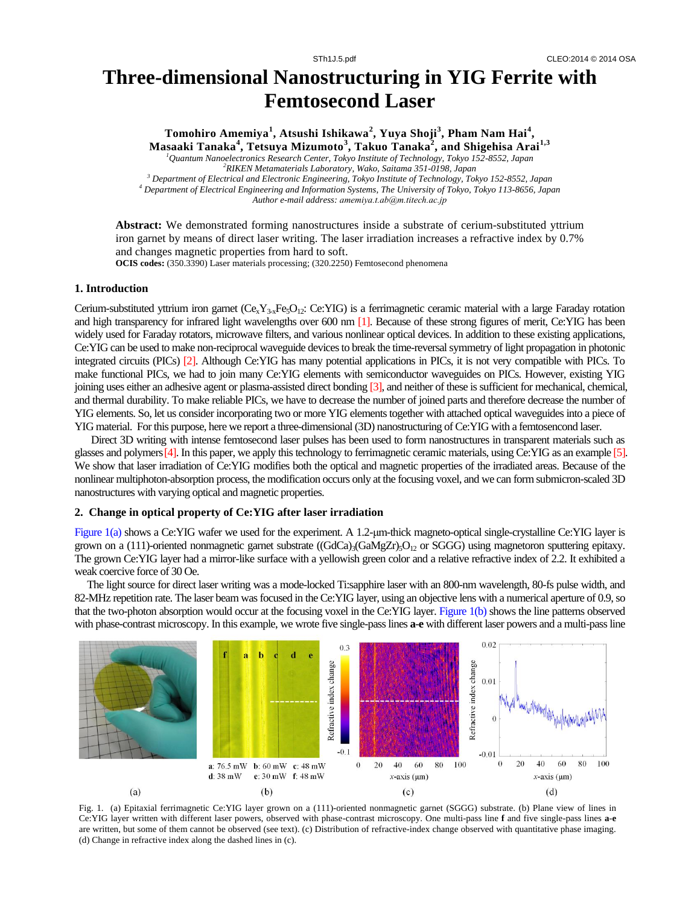# Three-dimensional Nanostructuring in YIG Ferrite with Femtosecond Laser

**Tomohiro Amemiya[1], Atsushi Ishikawa[2], Yuya Shoji[3], Pham Nam Hai[4], Masaaki Tanaka[4], Tetsuya Mizumoto[3], Takuo Tanaka[2], and Shigehisa Arai[1,3]**

*[1]Quantum Nanoelectronics Research Center, Tokyo Institute of Technology, Tokyo 152-8552, Japan*
*[2]RIKEN Metamaterials Laboratory, Wako, Saitama 351-0198, Japan*
*[3] Department of Electrical and Electronic Engineering, Tokyo Institute of Technology, Tokyo 152-8552, Japan*
*[4] Department of Electrical Engineering and Information Systems, The University of Tokyo, Tokyo 113-8656, Japan*
*Author e-mail address: amemiya.t.ab@m.titech.ac.jp*

**Abstract:** We demonstrated forming nanostructures inside a substrate of cerium-substituted yttrium iron garnet by means of direct laser writing. The laser irradiation increases a refractive index by 0.7% and changes magnetic properties from hard to soft.

**OCIS codes:** (350.3390) Laser materials processing; (320.2250) Femtosecond phenomena

## 1. Introduction

Cerium-substituted yttrium iron garnet ($Ce_xY_{3-x}Fe_5O_{12}$: Ce:YIG) is a ferrimagnetic ceramic material with a large Faraday rotation and high transparency for infrared light wavelengths over 600 nm [1]. Because of these strong figures of merit, Ce:YIG has been widely used for Faraday rotators, microwave filters, and various nonlinear optical devices. In addition to these existing applications, Ce:YIG can be used to make non-reciprocal waveguide devices to break the time-reversal symmetry of light propagation in photonic integrated circuits (PICs) [2]. Although Ce:YIG has many potential applications in PICs, it is not very compatible with PICs. To make functional PICs, we had to join many Ce:YIG elements with semiconductor waveguides on PICs. However, existing YIG joining uses either an adhesive agent or plasma-assisted direct bonding [3], and neither of these is sufficient for mechanical, chemical, and thermal durability. To make reliable PICs, we have to decrease the number of joined parts and therefore decrease the number of YIG elements. So, let us consider incorporating two or more YIG elements together with attached optical waveguides into a piece of YIG material. For this purpose, here we report a three-dimensional (3D) nanostructuring of Ce:YIG with a femtosecond laser.

Direct 3D writing with intense femtosecond laser pulses has been used to form nanostructures in transparent materials such as glasses and polymers [4]. In this paper, we apply this technology to ferrimagnetic ceramic materials, using Ce:YIG as an example [5]. We show that laser irradiation of Ce:YIG modifies both the optical and magnetic properties of the irradiated areas. Because of the nonlinear multiphoton-absorption process, the modification occurs only at the focusing voxel, and we can form submicron-scaled 3D nanostructures with varying optical and magnetic properties.

## 2. Change in optical property of Ce:YIG after laser irradiation

Figure 1(a) shows a Ce:YIG wafer we used for the experiment. A 1.2-μm-thick magneto-optical single-crystalline Ce:YIG layer is grown on a (111)-oriented nonmagnetic garnet substrate ($(GdCa)_3(GaMgZr)_5O_{12}$ or SGGG) using magnetoron sputtering epitaxy. The grown Ce:YIG layer had a mirror-like surface with a yellowish green color and a relative refractive index of 2.2. It exhibited a weak coercive force of 30 Oe.

The light source for direct laser writing was a mode-locked Ti:sapphire laser with an 800-nm wavelength, 80-fs pulse width, and 82-MHz repetition rate. The laser beam was focused in the Ce:YIG layer, using an objective lens with a numerical aperture of 0.9, so that the two-photon absorption would occur at the focusing voxel in the Ce:YIG layer. Figure 1(b) shows the line patterns observed with phase-contrast microscopy. In this example, we wrote five single-pass lines **a**-**e** with different laser powers and a multi-pass line

**a**: 76.5 mW **b**: 60 mW **c**: 48 mW **d**: 38 mW **e**: 30 mW **f**: 48 mW

Fig. 1. (a) Epitaxial ferrimagnetic Ce:YIG layer grown on a (111)-oriented nonmagnetic garnet (SGGG) substrate. (b) Plane view of lines in Ce:YIG layer written with different laser powers, observed with phase-contrast microscopy. One multi-pass line **f** and five single-pass lines **a**-**e** are written, but some of them cannot be observed (see text). (c) Distribution of refractive-index change observed with quantitative phase imaging. (d) Change in refractive index along the dashed lines in (c).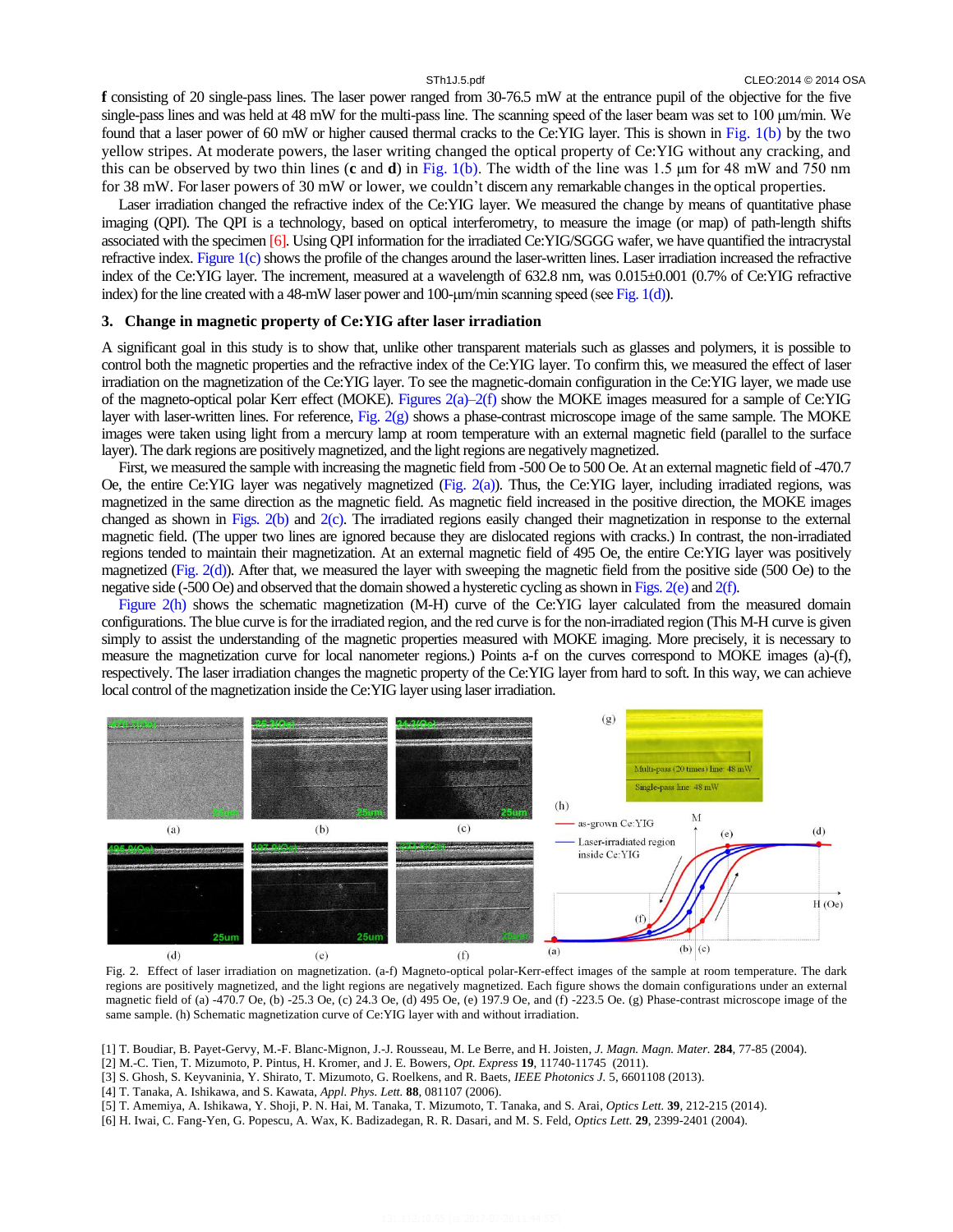**f** consisting of 20 single-pass lines. The laser power ranged from 30-76.5 mW at the entrance pupil of the objective for the five single-pass lines and was held at 48 mW for the multi-pass line. The scanning speed of the laser beam was set to 100 µm/min. We found that a laser power of 60 mW or higher caused thermal cracks to the Ce:YIG layer. This is shown in Fig. 1(b) by the two yellow stripes. At moderate powers, the laser writing changed the optical property of Ce:YIG without any cracking, and this can be observed by two thin lines (**c** and **d**) in Fig. 1(b). The width of the line was 1.5 µm for 48 mW and 750 nm for 38 mW. For laser powers of 30 mW or lower, we couldn't discern any remarkable changes in the optical properties.

Laser irradiation changed the refractive index of the Ce:YIG layer. We measured the change by means of quantitative phase imaging (QPI). The QPI is a technology, based on optical interferometry, to measure the image (or map) of path-length shifts associated with the specimen [6]. Using QPI information for the irradiated Ce:YIG/SGGG wafer, we have quantified the intracrystal refractive index. Figure 1(c) shows the profile of the changes around the laser-written lines. Laser irradiation increased the refractive index of the Ce:YIG layer. The increment, measured at a wavelength of 632.8 nm, was 0.015±0.001 (0.7% of Ce:YIG refractive index) for the line created with a 48-mW laser power and 100-µm/min scanning speed (see Fig. 1(d)).

## 3. Change in magnetic property of Ce:YIG after laser irradiation

A significant goal in this study is to show that, unlike other transparent materials such as glasses and polymers, it is possible to control both the magnetic properties and the refractive index of the Ce:YIG layer. To confirm this, we measured the effect of laser irradiation on the magnetization of the Ce:YIG layer. To see the magnetic-domain configuration in the Ce:YIG layer, we made use of the magneto-optical polar Kerr effect (MOKE). Figures 2(a)–2(f) show the MOKE images measured for a sample of Ce:YIG layer with laser-written lines. For reference, Fig. 2(g) shows a phase-contrast microscope image of the same sample. The MOKE images were taken using light from a mercury lamp at room temperature with an external magnetic field (parallel to the surface layer). The dark regions are positively magnetized, and the light regions are negatively magnetized.

First, we measured the sample with increasing the magnetic field from -500 Oe to 500 Oe. At an external magnetic field of -470.7 Oe, the entire Ce:YIG layer was negatively magnetized (Fig. 2(a)). Thus, the Ce:YIG layer, including irradiated regions, was magnetized in the same direction as the magnetic field. As magnetic field increased in the positive direction, the MOKE images changed as shown in Figs. 2(b) and 2(c). The irradiated regions easily changed their magnetization in response to the external magnetic field. (The upper two lines are ignored because they are dislocated regions with cracks.) In contrast, the non-irradiated regions tended to maintain their magnetization. At an external magnetic field of 495 Oe, the entire Ce:YIG layer was positively magnetized (Fig. 2(d)). After that, we measured the layer with sweeping the magnetic field from the positive side (500 Oe) to the negative side (-500 Oe) and observed that the domain showed a hysteretic cycling as shown in Figs. 2(e) and 2(f).

Figure 2(h) shows the schematic magnetization (M-H) curve of the Ce:YIG layer calculated from the measured domain configurations. The blue curve is for the irradiated region, and the red curve is for the non-irradiated region (This M-H curve is given simply to assist the understanding of the magnetic properties measured with MOKE imaging. More precisely, it is necessary to measure the magnetization curve for local nanometer regions.) Points a-f on the curves correspond to MOKE images (a)-(f), respectively. The laser irradiation changes the magnetic property of the Ce:YIG layer from hard to soft. In this way, we can achieve local control of the magnetization inside the Ce:YIG layer using laser irradiation.

-470.7(Oe)
25um
(a)

-25.3(Oe)
25um
(b)

24.3(Oe)
25um
(c)

495.0(Oe)
25um
(d)

197.9(Oe)
25um
(e)

-223.5(Oe)
25um
(f)

(g)
Multi-pass (20 times) line: 48 mW
Single-pass line: 48 mW

(h)
as-grown Ce:YIG
Laser-irradiated region inside Ce:YIG
M
H (Oe)
(a) (b) (c) (d) (e) (f)

Fig. 2. Effect of laser irradiation on magnetization. (a-f) Magneto-optical polar-Kerr-effect images of the sample at room temperature. The dark regions are positively magnetized, and the light regions are negatively magnetized. Each figure shows the domain configurations under an external magnetic field of (a) -470.7 Oe, (b) -25.3 Oe, (c) 24.3 Oe, (d) 495 Oe, (e) 197.9 Oe, and (f) -223.5 Oe. (g) Phase-contrast microscope image of the same sample. (h) Schematic magnetization curve of Ce:YIG layer with and without irradiation.

[1] T. Boudiar, B. Payet-Gervy, M.-F. Blanc-Mignon, J.-J. Rousseau, M. Le Berre, and H. Joisten, *J. Magn. Magn. Mater.* **284**, 77-85 (2004).
[2] M.-C. Tien, T. Mizumoto, P. Pintus, H. Kromer, and J. E. Bowers, *Opt. Express* **19**, 11740-11745 (2011).
[3] S. Ghosh, S. Keyvaninia, Y. Shirato, T. Mizumoto, G. Roelkens, and R. Baets, *IEEE Photonics J.* 5, 6601108 (2013).
[4] T. Tanaka, A. Ishikawa, and S. Kawata, *Appl. Phys. Lett.* **88**, 081107 (2006).
[5] T. Amemiya, A. Ishikawa, Y. Shoji, P. N. Hai, M. Tanaka, T. Mizumoto, T. Tanaka, and S. Arai, *Optics Lett.* **39**, 212-215 (2014).
[6] H. Iwai, C. Fang-Yen, G. Popescu, A. Wax, K. Badizadegan, R. R. Dasari, and M. S. Feld, *Optics Lett.* **29**, 2399-2401 (2004).